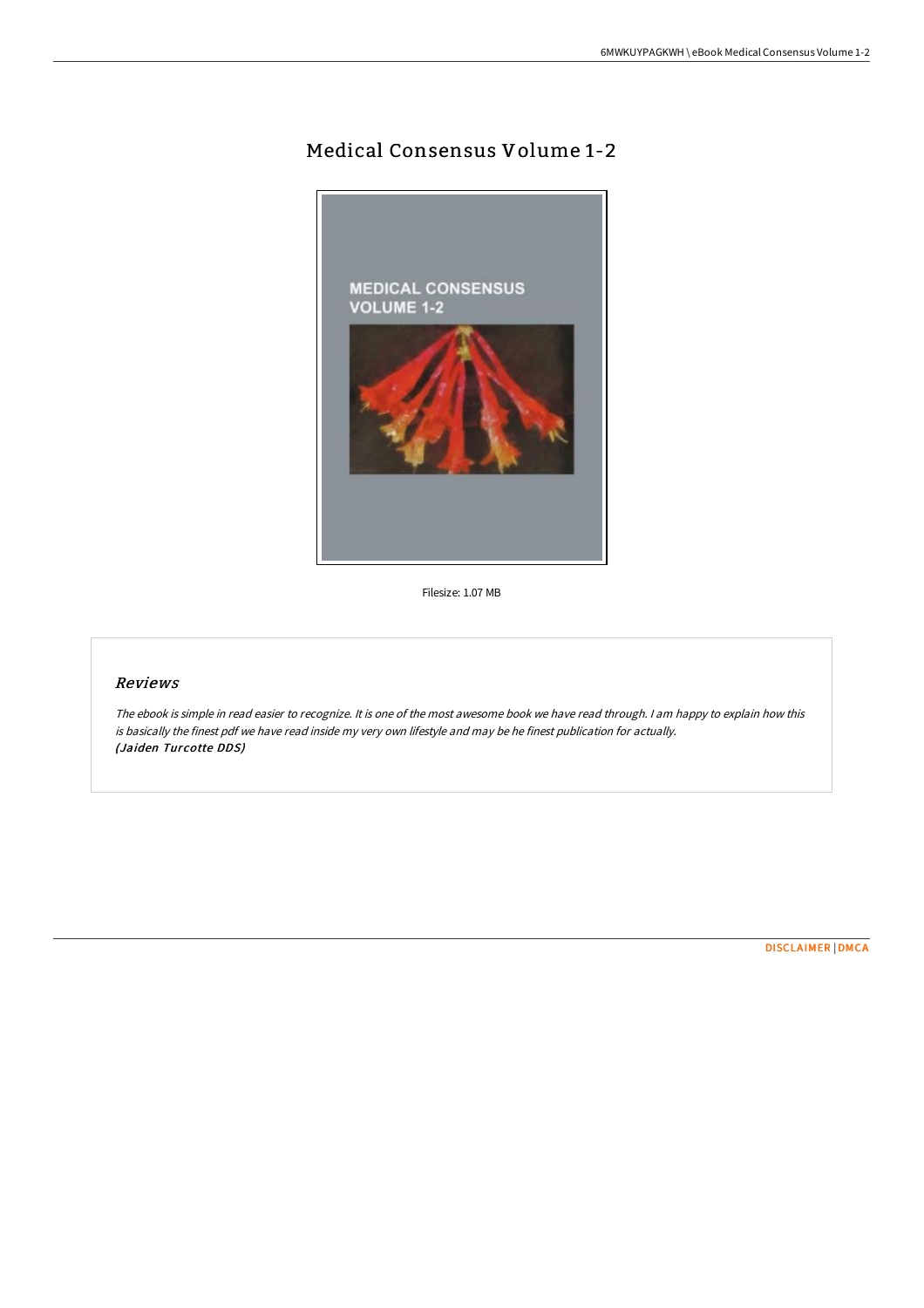# Medical Consensus Volume 1-2

Filesize: 1.07 MB

## *Reviews*

*The ebook is simple in read easier to recognize. It is one of the most awesome book we have read through. I am happy to explain how this is basically the finest pdf we have read inside my very own lifestyle and may be he finest publication for actually.*
*(Jaiden Turcotte DDS)*

DISCLAIMER | DMCA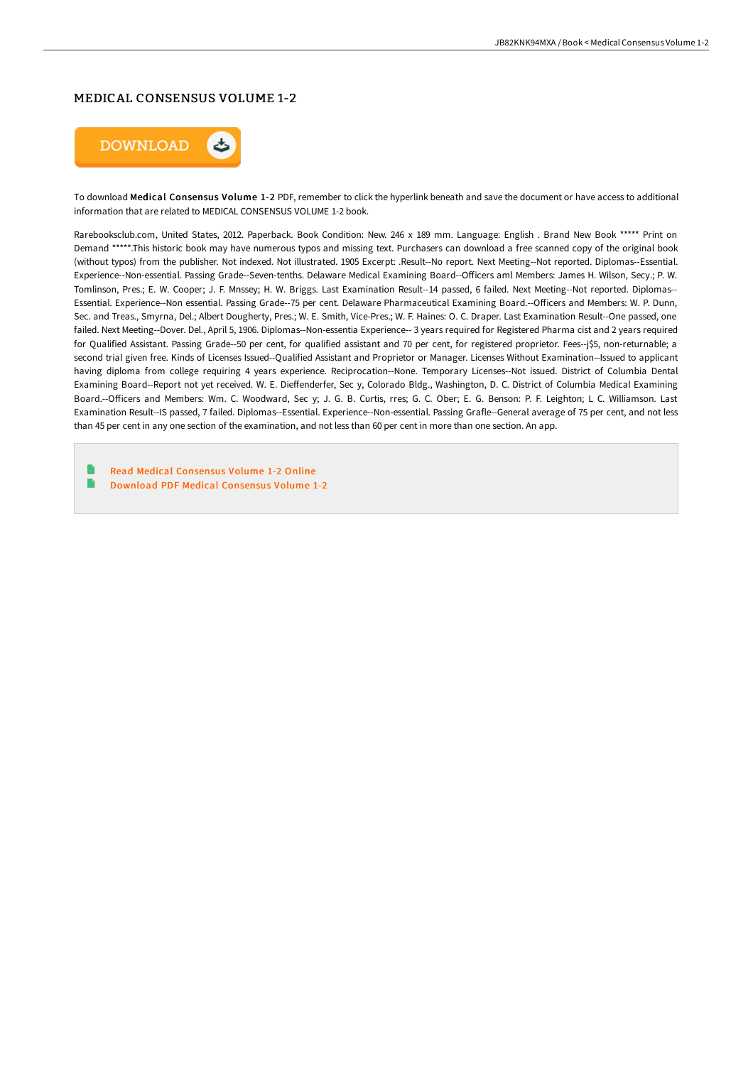# MEDICAL CONSENSUS VOLUME 1-2

To download **Medical Consensus Volume 1-2** PDF, remember to click the hyperlink beneath and save the document or have access to additional information that are related to MEDICAL CONSENSUS VOLUME 1-2 book.

Rarebooksclub.com, United States, 2012. Paperback. Book Condition: New. 246 x 189 mm. Language: English . Brand New Book ***** Print on Demand *****.This historic book may have numerous typos and missing text. Purchasers can download a free scanned copy of the original book (without typos) from the publisher. Not indexed. Not illustrated. 1905 Excerpt: .Result--No report. Next Meeting--Not reported. Diplomas--Essential. Experience--Non-essential. Passing Grade--Seven-tenths. Delaware Medical Examining Board--Officers aml Members: James H. Wilson, Secy.; P. W. Tomlinson, Pres.; E. W. Cooper; J. F. Mnssey; H. W. Briggs. Last Examination Result--14 passed, 6 failed. Next Meeting--Not reported. Diplomas--Essential. Experience--Non essential. Passing Grade--75 per cent. Delaware Pharmaceutical Examining Board.--Officers and Members: W. P. Dunn, Sec. and Treas., Smyrna, Del.; Albert Dougherty, Pres.; W. E. Smith, Vice-Pres.; W. F. Haines: O. C. Draper. Last Examination Result--One passed, one failed. Next Meeting--Dover. Del., April 5, 1906. Diplomas--Non-essentia Experience-- 3 years required for Registered Pharma cist and 2 years required for Qualified Assistant. Passing Grade--50 per cent, for qualified assistant and 70 per cent, for registered proprietor. Fees--j$5, non-returnable; a second trial given free. Kinds of Licenses Issued--Qualified Assistant and Proprietor or Manager. Licenses Without Examination--Issued to applicant having diploma from college requiring 4 years experience. Reciprocation--None. Temporary Licenses--Not issued. District of Columbia Dental Examining Board--Report not yet received. W. E. Dieffenderfer, Sec y, Colorado Bldg., Washington, D. C. District of Columbia Medical Examining Board.--Officers and Members: Wm. C. Woodward, Sec y; J. G. B. Curtis, rres; G. C. Ober; E. G. Benson: P. F. Leighton; L C. Williamson. Last Examination Result--IS passed, 7 failed. Diplomas--Essential. Experience--Non-essential. Passing Grafle--General average of 75 per cent, and not less than 45 per cent in any one section of the examination, and not less than 60 per cent in more than one section. An app.

- Read Medical Consensus Volume 1-2 Online
- Download PDF Medical Consensus Volume 1-2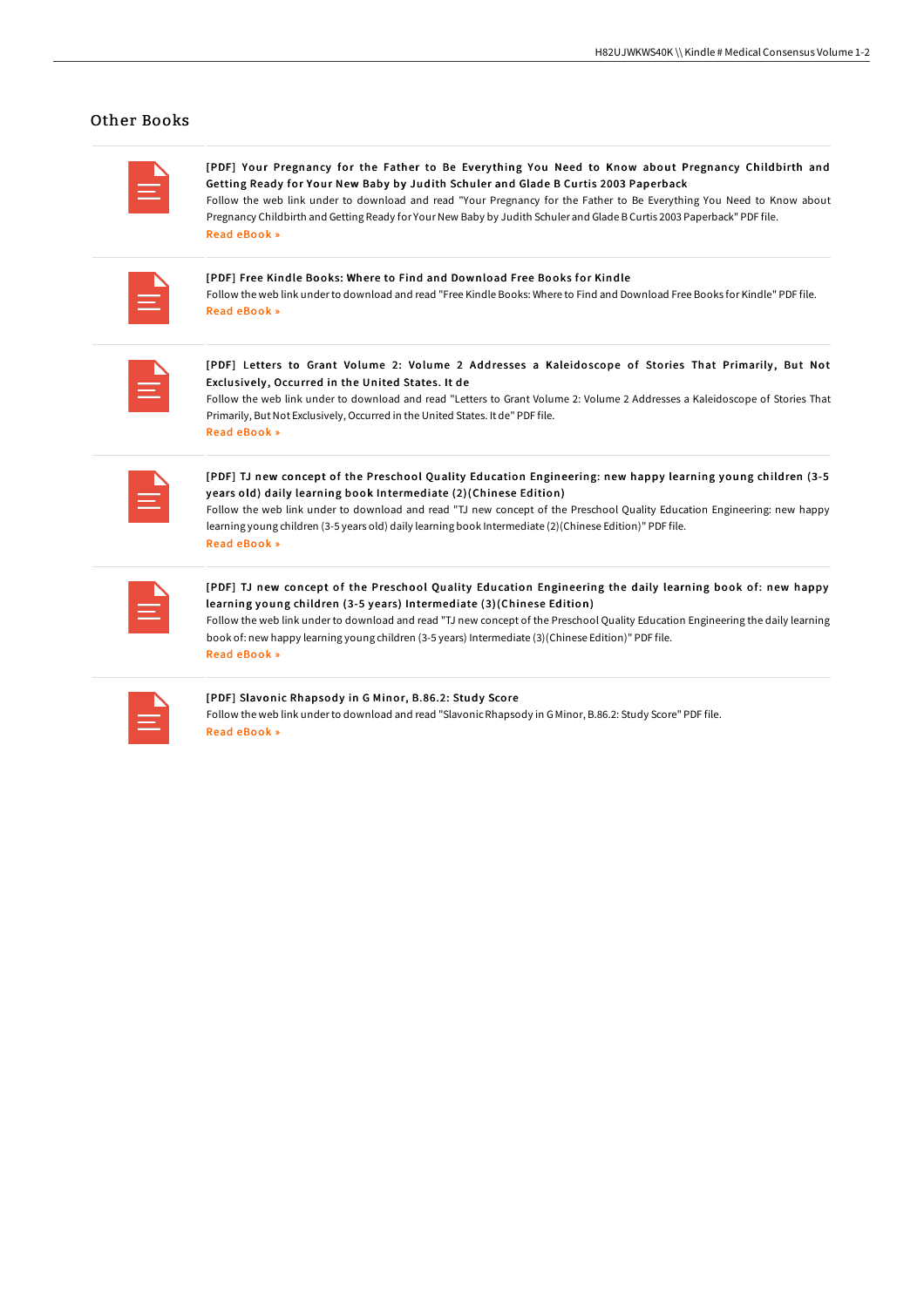## Other Books

[PDF] Your Pregnancy for the Father to Be Everything You Need to Know about Pregnancy Childbirth and Getting Ready for Your New Baby by Judith Schuler and Glade B Curtis 2003 Paperback

Follow the web link under to download and read "Your Pregnancy for the Father to Be Everything You Need to Know about Pregnancy Childbirth and Getting Ready for Your New Baby by Judith Schuler and Glade B Curtis 2003 Paperback" PDF file.

Read eBook »

[PDF] Free Kindle Books: Where to Find and Download Free Books for Kindle

Follow the web link under to download and read "Free Kindle Books: Where to Find and Download Free Books for Kindle" PDF file.

Read eBook »

[PDF] Letters to Grant Volume 2: Volume 2 Addresses a Kaleidoscope of Stories That Primarily, But Not Exclusively, Occurred in the United States. It de

Follow the web link under to download and read "Letters to Grant Volume 2: Volume 2 Addresses a Kaleidoscope of Stories That Primarily, But Not Exclusively, Occurred in the United States. It de" PDF file.

Read eBook »

[PDF] TJ new concept of the Preschool Quality Education Engineering: new happy learning young children (3-5 years old) daily learning book Intermediate (2)(Chinese Edition)

Follow the web link under to download and read "TJ new concept of the Preschool Quality Education Engineering: new happy learning young children (3-5 years old) daily learning book Intermediate (2)(Chinese Edition)" PDF file.

Read eBook »

[PDF] TJ new concept of the Preschool Quality Education Engineering the daily learning book of: new happy learning young children (3-5 years) Intermediate (3)(Chinese Edition)

Follow the web link under to download and read "TJ new concept of the Preschool Quality Education Engineering the daily learning book of: new happy learning young children (3-5 years) Intermediate (3)(Chinese Edition)" PDF file.

Read eBook »

[PDF] Slavonic Rhapsody in G Minor, B.86.2: Study Score

Follow the web link under to download and read "Slavonic Rhapsody in G Minor, B.86.2: Study Score" PDF file.

Read eBook »